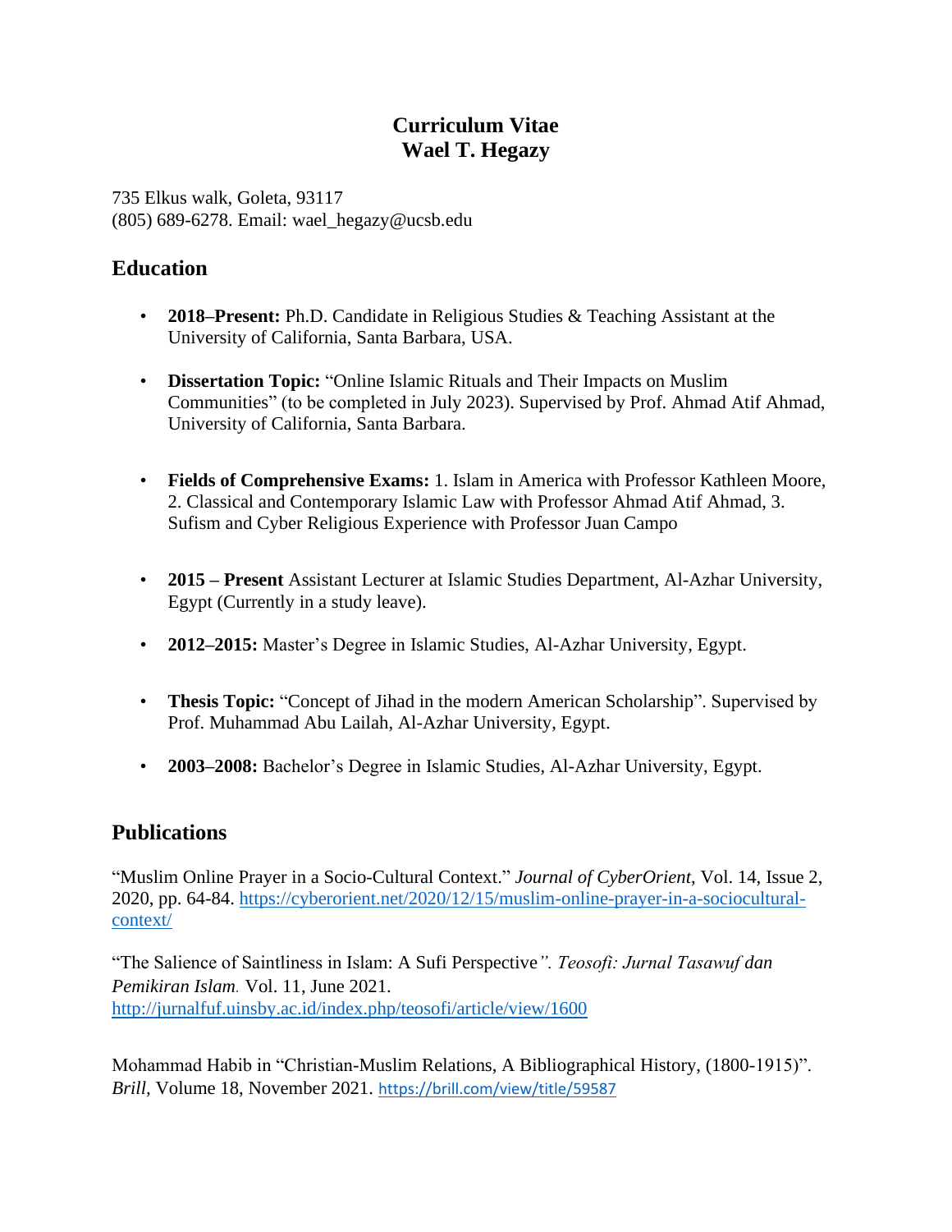# Curriculum Vitae
# Wael T. Hegazy

735 Elkus walk, Goleta, 93117
(805) 689-6278. Email: wael_hegazy@ucsb.edu

## Education

- **2018–Present:** Ph.D. Candidate in Religious Studies & Teaching Assistant at the University of California, Santa Barbara, USA.
- **Dissertation Topic:** "Online Islamic Rituals and Their Impacts on Muslim Communities" (to be completed in July 2023). Supervised by Prof. Ahmad Atif Ahmad, University of California, Santa Barbara.
- **Fields of Comprehensive Exams:** 1. Islam in America with Professor Kathleen Moore, 2. Classical and Contemporary Islamic Law with Professor Ahmad Atif Ahmad, 3. Sufism and Cyber Religious Experience with Professor Juan Campo
- **2015 – Present** Assistant Lecturer at Islamic Studies Department, Al-Azhar University, Egypt (Currently in a study leave).
- **2012–2015:** Master's Degree in Islamic Studies, Al-Azhar University, Egypt.
- **Thesis Topic:** "Concept of Jihad in the modern American Scholarship". Supervised by Prof. Muhammad Abu Lailah, Al-Azhar University, Egypt.
- **2003–2008:** Bachelor's Degree in Islamic Studies, Al-Azhar University, Egypt.

## Publications

"Muslim Online Prayer in a Socio-Cultural Context." *Journal of CyberOrient*, Vol. 14, Issue 2, 2020, pp. 64-84. https://cyberorient.net/2020/12/15/muslim-online-prayer-in-a-sociocultural-context/

"The Salience of Saintliness in Islam: A Sufi Perspective*". Teosofi: Jurnal Tasawuf dan Pemikiran Islam.* Vol. 11, June 2021. http://jurnalfuf.uinsby.ac.id/index.php/teosofi/article/view/1600

Mohammad Habib in "Christian-Muslim Relations, A Bibliographical History, (1800-1915)". *Brill*, Volume 18, November 2021. https://brill.com/view/title/59587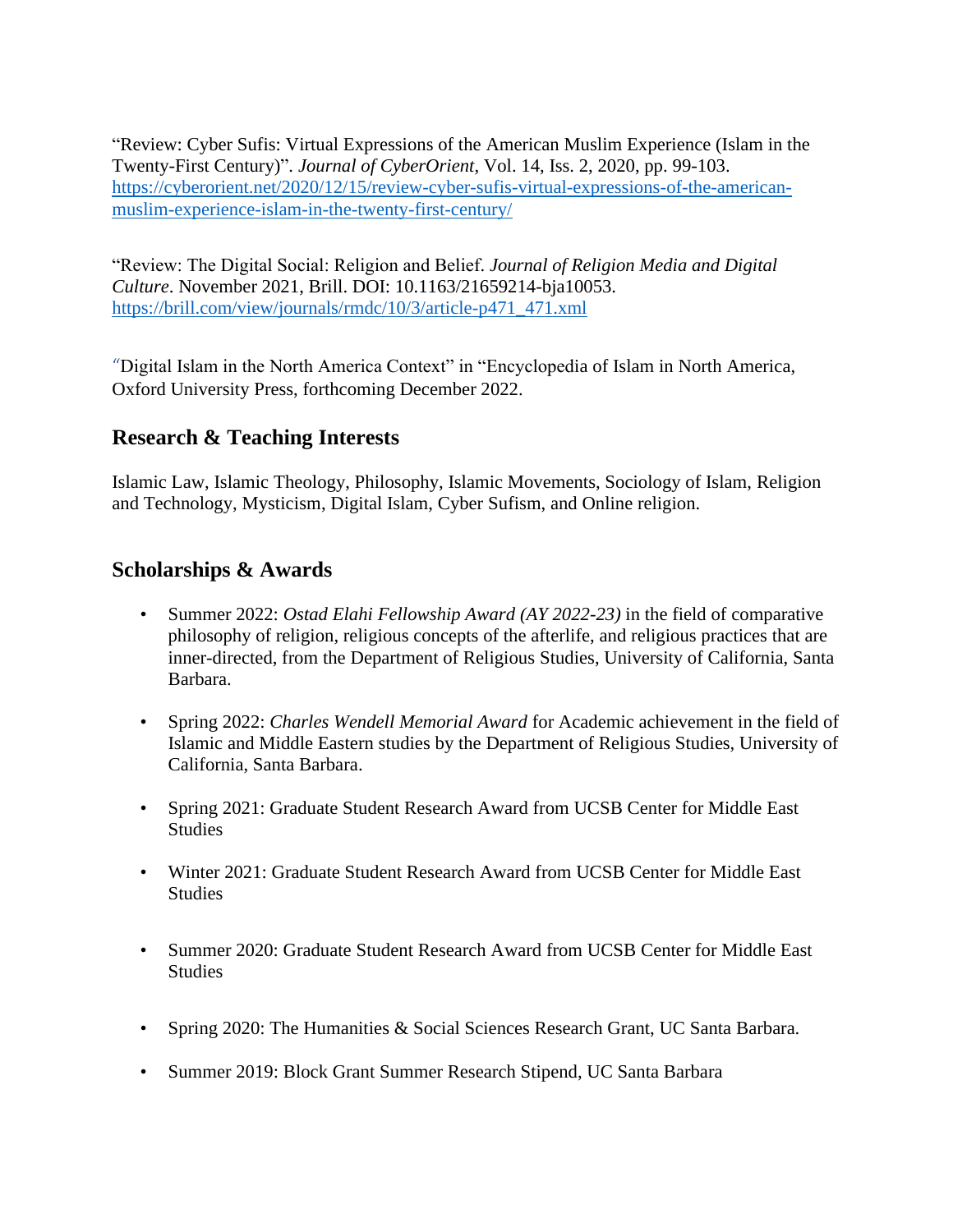"Review: Cyber Sufis: Virtual Expressions of the American Muslim Experience (Islam in the Twenty-First Century)". *Journal of CyberOrient*, Vol. 14, Iss. 2, 2020, pp. 99-103. [https://cyberorient.net/2020/12/15/review-cyber-sufis-virtual-expressions-of-the-american-muslim-experience-islam-in-the-twenty-first-century/](https://cyberorient.net/2020/12/15/review-cyber-sufis-virtual-expressions-of-the-american-muslim-experience-islam-in-the-twenty-first-century/)

"Review: The Digital Social: Religion and Belief. *Journal of Religion Media and Digital Culture*. November 2021, Brill. DOI: 10.1163/21659214-bja10053. [https://brill.com/view/journals/rmdc/10/3/article-p471_471.xml](https://brill.com/view/journals/rmdc/10/3/article-p471_471.xml)

"Digital Islam in the North America Context" in "Encyclopedia of Islam in North America, Oxford University Press, forthcoming December 2022.

## Research & Teaching Interests

Islamic Law, Islamic Theology, Philosophy, Islamic Movements, Sociology of Islam, Religion and Technology, Mysticism, Digital Islam, Cyber Sufism, and Online religion.

## Scholarships & Awards

- Summer 2022: *Ostad Elahi Fellowship Award (AY 2022-23)* in the field of comparative philosophy of religion, religious concepts of the afterlife, and religious practices that are inner-directed, from the Department of Religious Studies, University of California, Santa Barbara.
- Spring 2022: *Charles Wendell Memorial Award* for Academic achievement in the field of Islamic and Middle Eastern studies by the Department of Religious Studies, University of California, Santa Barbara.
- Spring 2021: Graduate Student Research Award from UCSB Center for Middle East Studies
- Winter 2021: Graduate Student Research Award from UCSB Center for Middle East Studies
- Summer 2020: Graduate Student Research Award from UCSB Center for Middle East Studies
- Spring 2020: The Humanities & Social Sciences Research Grant, UC Santa Barbara.
- Summer 2019: Block Grant Summer Research Stipend, UC Santa Barbara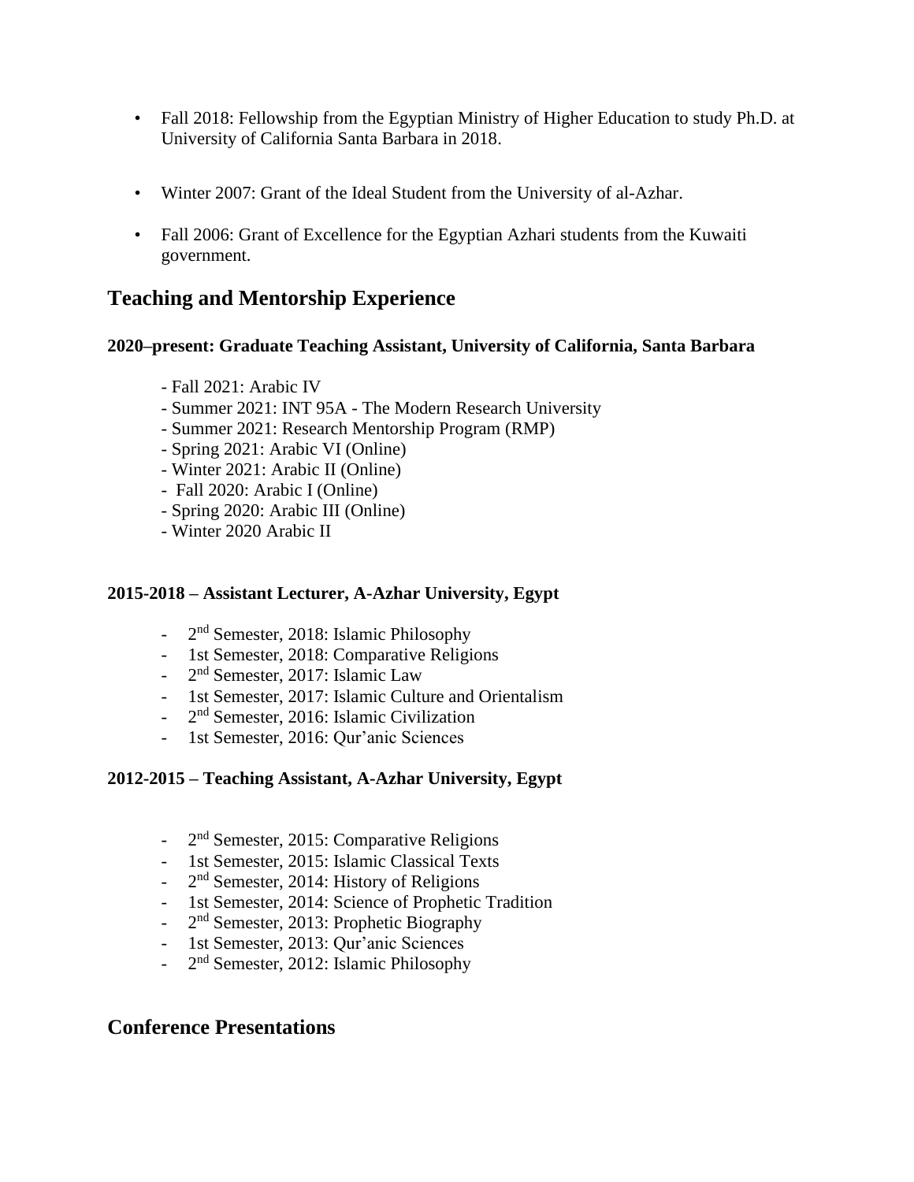- Fall 2018: Fellowship from the Egyptian Ministry of Higher Education to study Ph.D. at University of California Santa Barbara in 2018.

- Winter 2007: Grant of the Ideal Student from the University of al-Azhar.

- Fall 2006: Grant of Excellence for the Egyptian Azhari students from the Kuwaiti government.

## Teaching and Mentorship Experience

**2020–present: Graduate Teaching Assistant, University of California, Santa Barbara**

- Fall 2021: Arabic IV
- Summer 2021: INT 95A - The Modern Research University
- Summer 2021: Research Mentorship Program (RMP)
- Spring 2021: Arabic VI (Online)
- Winter 2021: Arabic II (Online)
- Fall 2020: Arabic I (Online)
- Spring 2020: Arabic III (Online)
- Winter 2020 Arabic II

**2015-2018 – Assistant Lecturer, A-Azhar University, Egypt**

- 2nd Semester, 2018: Islamic Philosophy
- 1st Semester, 2018: Comparative Religions
- 2nd Semester, 2017: Islamic Law
- 1st Semester, 2017: Islamic Culture and Orientalism
- 2nd Semester, 2016: Islamic Civilization
- 1st Semester, 2016: Qur'anic Sciences

**2012-2015 – Teaching Assistant, A-Azhar University, Egypt**

- 2nd Semester, 2015: Comparative Religions
- 1st Semester, 2015: Islamic Classical Texts
- 2nd Semester, 2014: History of Religions
- 1st Semester, 2014: Science of Prophetic Tradition
- 2nd Semester, 2013: Prophetic Biography
- 1st Semester, 2013: Qur'anic Sciences
- 2nd Semester, 2012: Islamic Philosophy

## Conference Presentations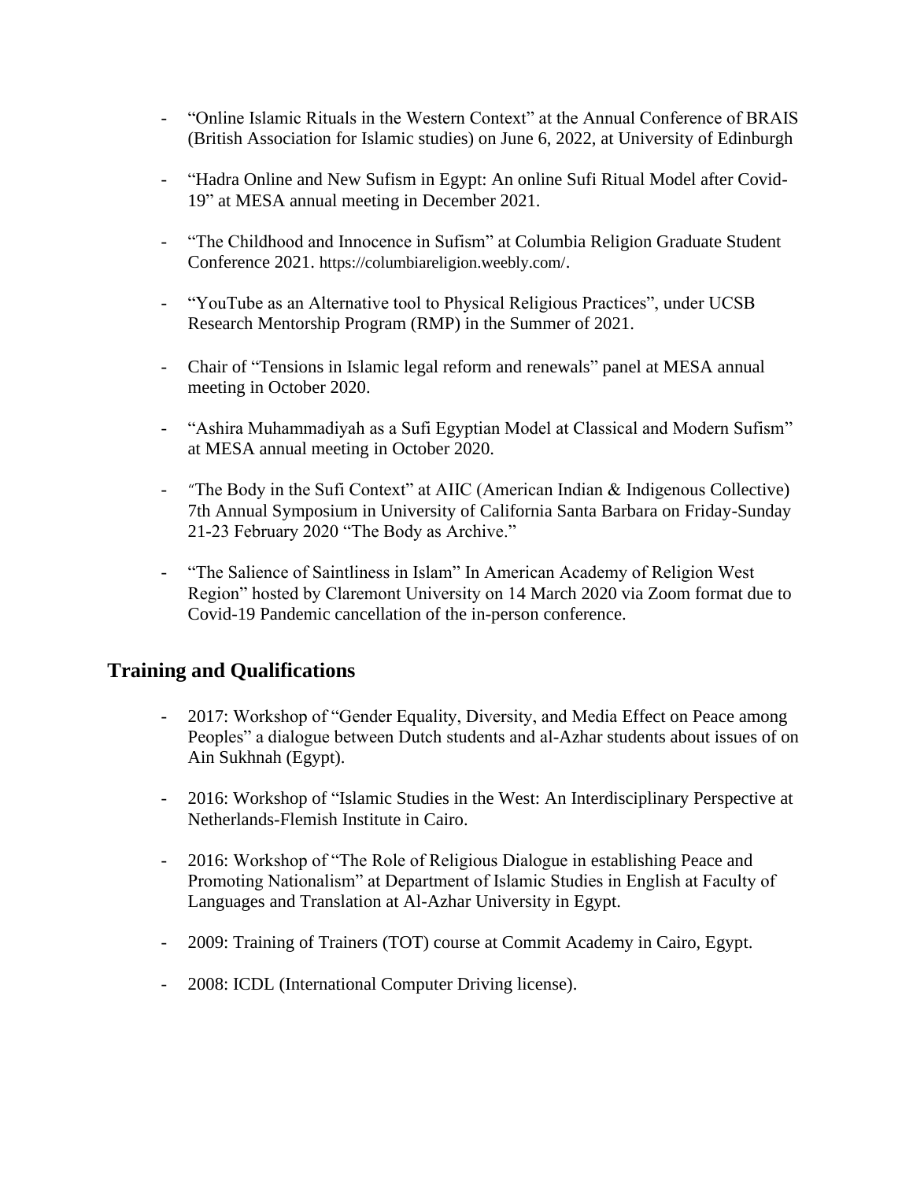- "Online Islamic Rituals in the Western Context" at the Annual Conference of BRAIS (British Association for Islamic studies) on June 6, 2022, at University of Edinburgh

- "Hadra Online and New Sufism in Egypt: An online Sufi Ritual Model after Covid-19" at MESA annual meeting in December 2021.

- "The Childhood and Innocence in Sufism" at Columbia Religion Graduate Student Conference 2021. https://columbiareligion.weebly.com/.

- "YouTube as an Alternative tool to Physical Religious Practices", under UCSB Research Mentorship Program (RMP) in the Summer of 2021.

- Chair of "Tensions in Islamic legal reform and renewals" panel at MESA annual meeting in October 2020.

- "Ashira Muhammadiyah as a Sufi Egyptian Model at Classical and Modern Sufism" at MESA annual meeting in October 2020.

- "The Body in the Sufi Context" at AIIC (American Indian & Indigenous Collective) 7th Annual Symposium in University of California Santa Barbara on Friday-Sunday 21-23 February 2020 "The Body as Archive."

- "The Salience of Saintliness in Islam" In American Academy of Religion West Region" hosted by Claremont University on 14 March 2020 via Zoom format due to Covid-19 Pandemic cancellation of the in-person conference.

## Training and Qualifications

- 2017: Workshop of "Gender Equality, Diversity, and Media Effect on Peace among Peoples" a dialogue between Dutch students and al-Azhar students about issues of on Ain Sukhnah (Egypt).

- 2016: Workshop of "Islamic Studies in the West: An Interdisciplinary Perspective at Netherlands-Flemish Institute in Cairo.

- 2016: Workshop of "The Role of Religious Dialogue in establishing Peace and Promoting Nationalism" at Department of Islamic Studies in English at Faculty of Languages and Translation at Al-Azhar University in Egypt.

- 2009: Training of Trainers (TOT) course at Commit Academy in Cairo, Egypt.

- 2008: ICDL (International Computer Driving license).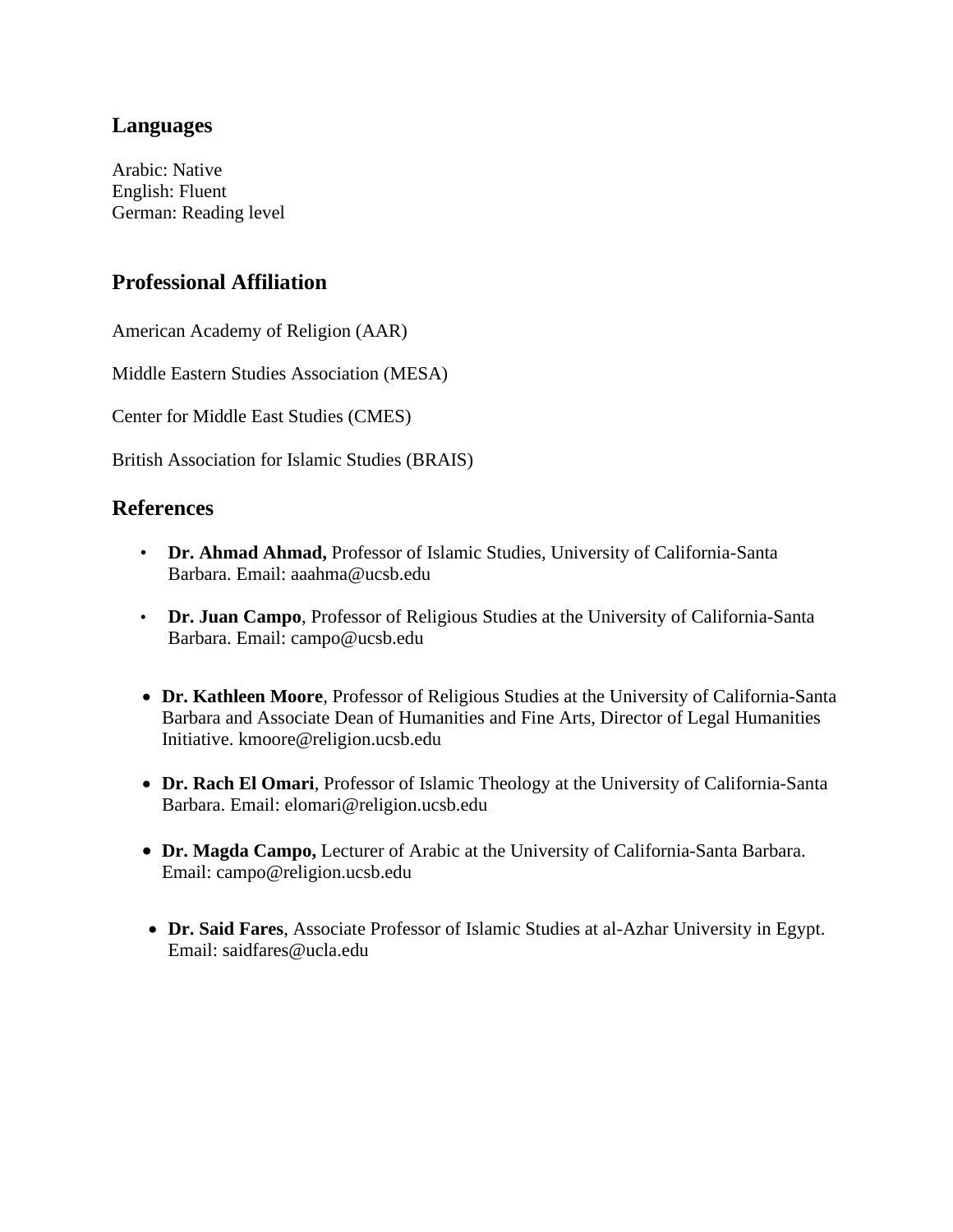## Languages

Arabic: Native
English: Fluent
German: Reading level

## Professional Affiliation

American Academy of Religion (AAR)

Middle Eastern Studies Association (MESA)

Center for Middle East Studies (CMES)

British Association for Islamic Studies (BRAIS)

## References

- **Dr. Ahmad Ahmad,** Professor of Islamic Studies, University of California-Santa Barbara. Email: aaahma@ucsb.edu

- **Dr. Juan Campo**, Professor of Religious Studies at the University of California-Santa Barbara. Email: campo@ucsb.edu

- **Dr. Kathleen Moore**, Professor of Religious Studies at the University of California-Santa Barbara and Associate Dean of Humanities and Fine Arts, Director of Legal Humanities Initiative. kmoore@religion.ucsb.edu

- **Dr. Rach El Omari**, Professor of Islamic Theology at the University of California-Santa Barbara. Email: elomari@religion.ucsb.edu

- **Dr. Magda Campo,** Lecturer of Arabic at the University of California-Santa Barbara. Email: campo@religion.ucsb.edu

- **Dr. Said Fares**, Associate Professor of Islamic Studies at al-Azhar University in Egypt. Email: saidfares@ucla.edu